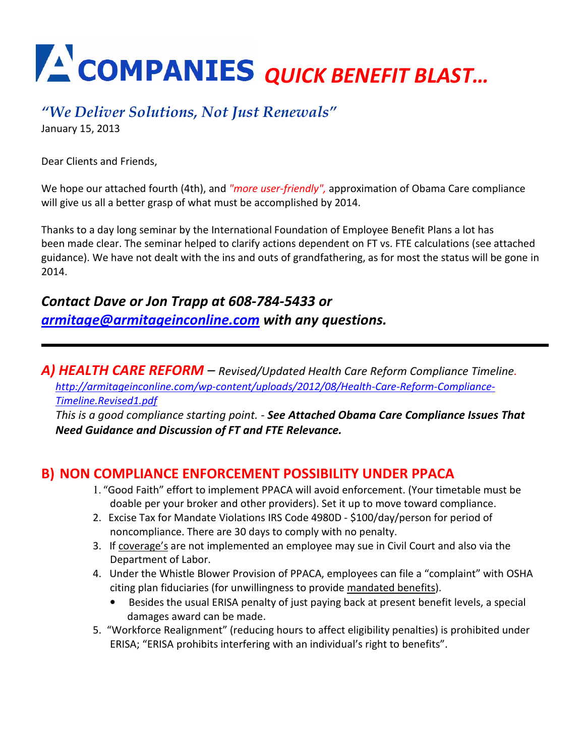# COMPANIES *QUICK BENEFIT BLAST…*

*"We Deliver Solutions, Not Just Renewals"*

January 15, 2013

Dear Clients and Friends,

We hope our attached fourth (4th), and *"more user-friendly",* approximation of Obama Care compliance will give us all a better grasp of what must be accomplished by 2014.

Thanks to a day long seminar by the International Foundation of Employee Benefit Plans a lot has been made clear. The seminar helped to clarify actions dependent on FT vs. FTE calculations (see attached guidance). We have not dealt with the ins and outs of grandfathering, as for most the status will be gone in 2014.

***Contact Dave or Jon Trapp at 608-784-5433 or [armitage@armitageinconline.com](mailto:armitage@armitageinconline.com) with any questions.***

---

## *A) HEALTH CARE REFORM* – *Revised/Updated Health Care Reform Compliance Timeline.*

*[http://armitageinconline.com/wp-content/uploads/2012/08/Health-Care-Reform-Compliance-Timeline.Revised1.pdf](http://armitageinconline.com/wp-content/uploads/2012/08/Health-Care-Reform-Compliance-Timeline.Revised1.pdf)*

*This is a good compliance starting point. -* ***See Attached Obama Care Compliance Issues That Need Guidance and Discussion of FT and FTE Relevance.***

## B) NON COMPLIANCE ENFORCEMENT POSSIBILITY UNDER PPACA

1. "Good Faith" effort to implement PPACA will avoid enforcement. (Your timetable must be doable per your broker and other providers). Set it up to move toward compliance.
2. Excise Tax for Mandate Violations IRS Code 4980D - $100/day/person for period of noncompliance. There are 30 days to comply with no penalty.
3. If coverage's are not implemented an employee may sue in Civil Court and also via the Department of Labor.
4. Under the Whistle Blower Provision of PPACA, employees can file a "complaint" with OSHA citing plan fiduciaries (for unwillingness to provide mandated benefits).
   - Besides the usual ERISA penalty of just paying back at present benefit levels, a special damages award can be made.
5. "Workforce Realignment" (reducing hours to affect eligibility penalties) is prohibited under ERISA; "ERISA prohibits interfering with an individual's right to benefits".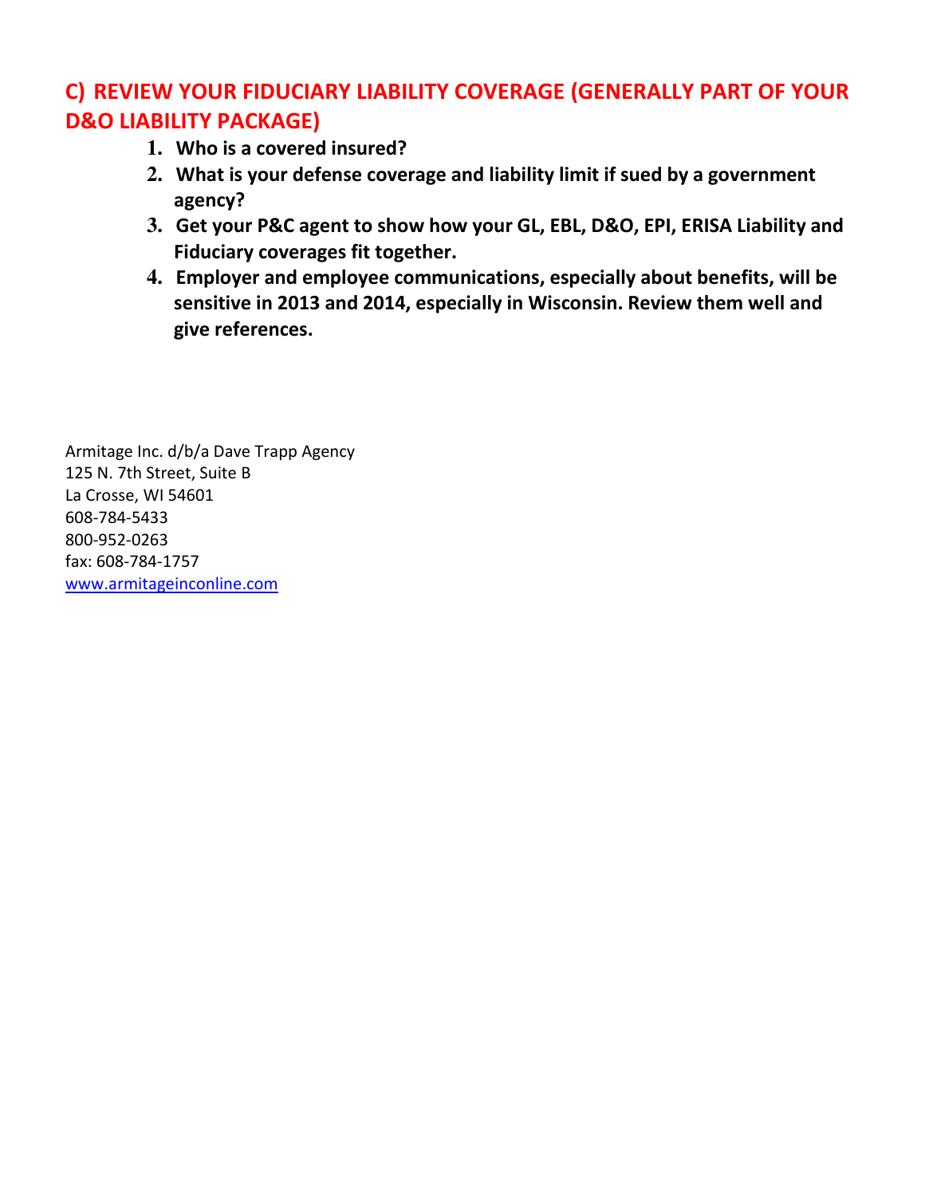## C) REVIEW YOUR FIDUCIARY LIABILITY COVERAGE (GENERALLY PART OF YOUR D&O LIABILITY PACKAGE)

1. **Who is a covered insured?**
2. **What is your defense coverage and liability limit if sued by a government agency?**
3. **Get your P&C agent to show how your GL, EBL, D&O, EPI, ERISA Liability and Fiduciary coverages fit together.**
4. **Employer and employee communications, especially about benefits, will be sensitive in 2013 and 2014, especially in Wisconsin. Review them well and give references.**

Armitage Inc. d/b/a Dave Trapp Agency
125 N. 7th Street, Suite B
La Crosse, WI 54601
608-784-5433
800-952-0263
fax: 608-784-1757
[www.armitageinconline.com](http://www.armitageinconline.com)